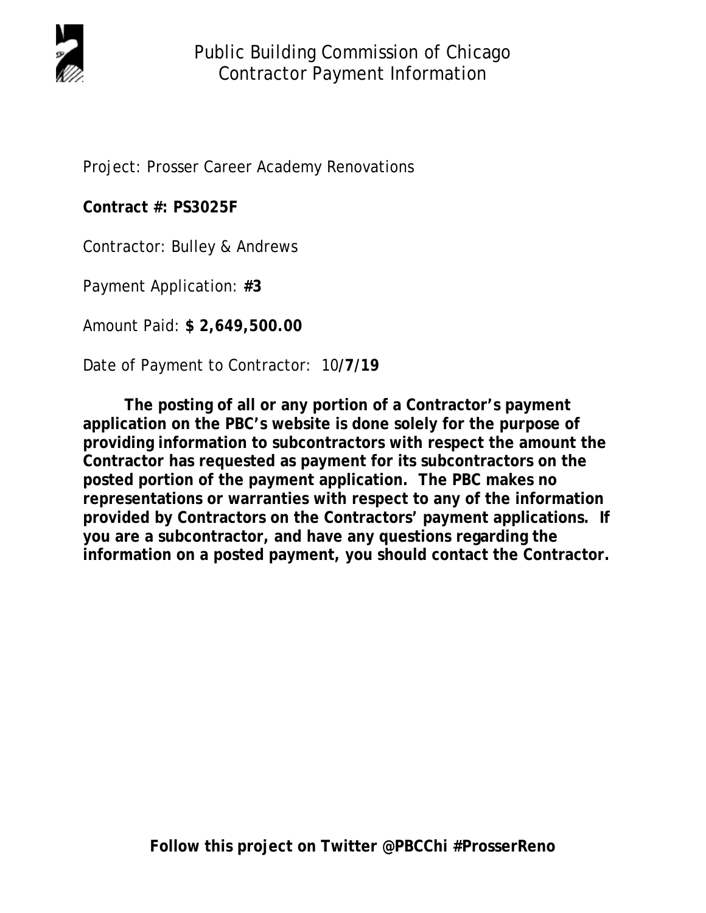# Public Building Commission of Chicago
## Contractor Payment Information

Project: Prosser Career Academy Renovations

**Contract #: PS3025F**

Contractor: Bulley & Andrews

Payment Application: **#3**

Amount Paid: **$ 2,649,500.00**

Date of Payment to Contractor: 10/**7/19**

**The posting of all or any portion of a Contractor's payment application on the PBC's website is done solely for the purpose of providing information to subcontractors with respect the amount the Contractor has requested as payment for its subcontractors on the posted portion of the payment application. The PBC makes no representations or warranties with respect to any of the information provided by Contractors on the Contractors' payment applications. If you are a subcontractor, and have any questions regarding the information on a posted payment, you should contact the Contractor.**

**Follow this project on Twitter @PBCChi #ProsserReno**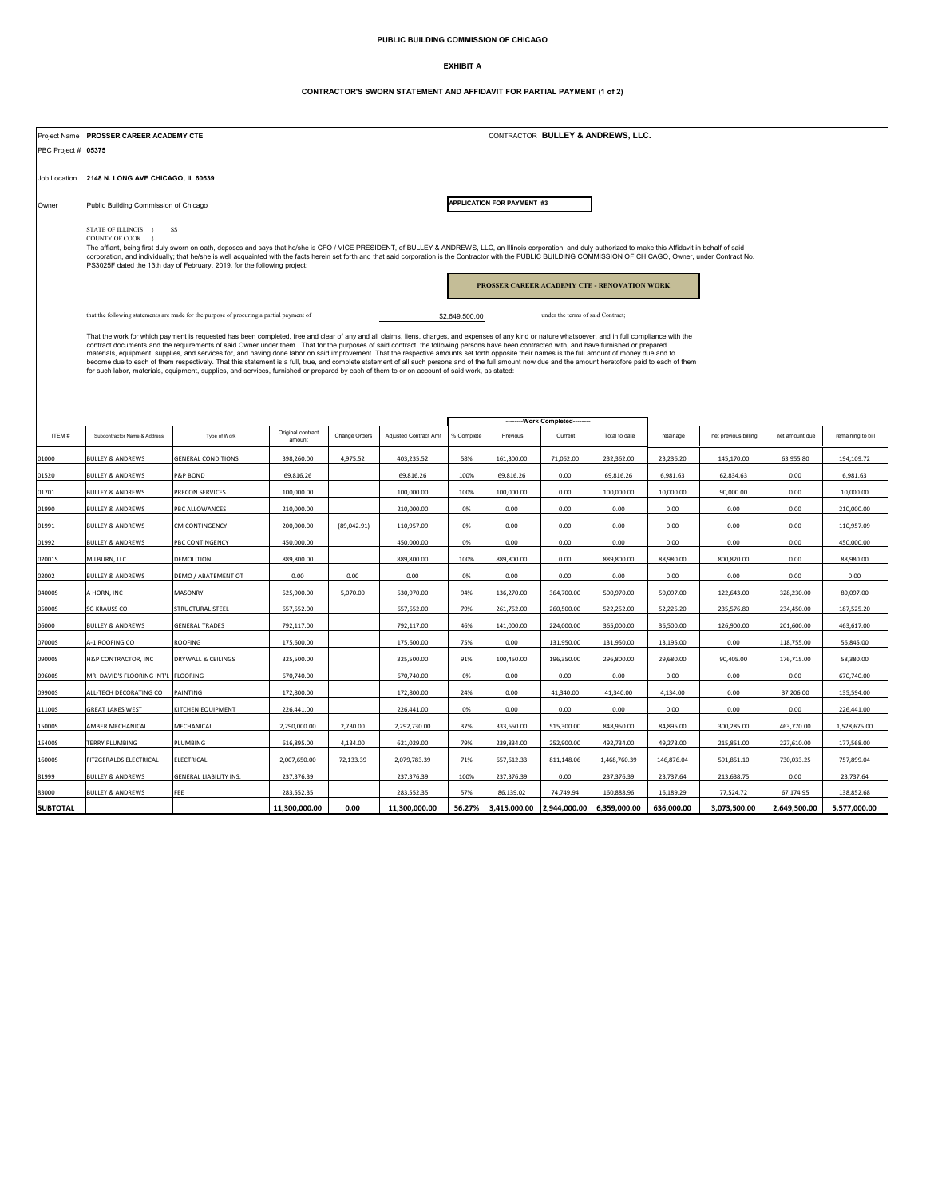**PUBLIC BUILDING COMMISSION OF CHICAGO**

**EXHIBIT A**

**CONTRACTOR'S SWORN STATEMENT AND AFFIDAVIT FOR PARTIAL PAYMENT (1 of 2)**

Project Name **PROSSER CAREER ACADEMY CTE**

CONTRACTOR **BULLEY & ANDREWS, LLC.**

PBC Project # **05375**

Job Location **2148 N. LONG AVE CHICAGO, IL 60639**

Owner Public Building Commission of Chicago

**APPLICATION FOR PAYMENT #3**

STATE OF ILLINOIS } SS
COUNTY OF COOK }

The affiant, being first duly sworn on oath, deposes and says that he/she is CFO / VICE PRESIDENT, of BULLEY & ANDREWS, LLC, an Illinois corporation, and duly authorized to make this Affidavit in behalf of said corporation, and individually; that he/she is well acquainted with the facts herein set forth and that said corporation is the Contractor with the PUBLIC BUILDING COMMISSION OF CHICAGO, Owner, under Contract No. PS3025F dated the 13th day of February, 2019, for the following project:

**PROSSER CAREER ACADEMY CTE - RENOVATION WORK**

that the following statements are made for the purpose of procuring a partial payment of $2,649,500.00 under the terms of said Contract;

That the work for which payment is requested has been completed, free and clear of any and all claims, liens, charges, and expenses of any kind or nature whatsoever, and in full compliance with the contract documents and the requirements of said Owner under them. That for the purposes of said contract, the following persons have been contracted with, and have furnished or prepared materials, equipment, supplies, and services for, and having done labor on said improvement. That the respective amounts set forth opposite their names is the full amount of money due and to become due to each of them respectively. That this statement is a full, true, and complete statement of all such persons and of the full amount now due and the amount heretofore paid to each of them for such labor, materials, equipment, supplies, and services, furnished or prepared by each of them to or on account of said work, as stated:

| | | | | | | --------Work Completed-------- | | | | | | | |
|---|---|---|---|---|---|---|---|---|---|---|---|---|---|
| ITEM # | Subcontractor Name & Address | Type of Work | Original contract amount | Change Orders | Adjusted Contract Amt | % Complete | Previous | Current | Total to date | retainage | net previous billing | net amount due | remaining to bill |
| 01000 | BULLEY & ANDREWS | GENERAL CONDITIONS | 398,260.00 | 4,975.52 | 403,235.52 | 58% | 161,300.00 | 71,062.00 | 232,362.00 | 23,236.20 | 145,170.00 | 63,955.80 | 194,109.72 |
| 01520 | BULLEY & ANDREWS | P&P BOND | 69,816.26 | | 69,816.26 | 100% | 69,816.26 | 0.00 | 69,816.26 | 6,981.63 | 62,834.63 | 0.00 | 6,981.63 |
| 01701 | BULLEY & ANDREWS | PRECON SERVICES | 100,000.00 | | 100,000.00 | 100% | 100,000.00 | 0.00 | 100,000.00 | 10,000.00 | 90,000.00 | 0.00 | 10,000.00 |
| 01990 | BULLEY & ANDREWS | PBC ALLOWANCES | 210,000.00 | | 210,000.00 | 0% | 0.00 | 0.00 | 0.00 | 0.00 | 0.00 | 0.00 | 210,000.00 |
| 01991 | BULLEY & ANDREWS | CM CONTINGENCY | 200,000.00 | (89,042.91) | 110,957.09 | 0% | 0.00 | 0.00 | 0.00 | 0.00 | 0.00 | 0.00 | 110,957.09 |
| 01992 | BULLEY & ANDREWS | PBC CONTINGENCY | 450,000.00 | | 450,000.00 | 0% | 0.00 | 0.00 | 0.00 | 0.00 | 0.00 | 0.00 | 450,000.00 |
| 02001S | MILBURN, LLC | DEMOLITION | 889,800.00 | | 889,800.00 | 100% | 889,800.00 | 0.00 | 889,800.00 | 88,980.00 | 800,820.00 | 0.00 | 88,980.00 |
| 02002 | BULLEY & ANDREWS | DEMO / ABATEMENT OT | 0.00 | 0.00 | 0.00 | 0% | 0.00 | 0.00 | 0.00 | 0.00 | 0.00 | 0.00 | 0.00 |
| 04000S | A HORN, INC | MASONRY | 525,900.00 | 5,070.00 | 530,970.00 | 94% | 136,270.00 | 364,700.00 | 500,970.00 | 50,097.00 | 122,643.00 | 328,230.00 | 80,097.00 |
| 05000S | SG KRAUSS CO | STRUCTURAL STEEL | 657,552.00 | | 657,552.00 | 79% | 261,752.00 | 260,500.00 | 522,252.00 | 52,225.20 | 235,576.80 | 234,450.00 | 187,525.20 |
| 06000 | BULLEY & ANDREWS | GENERAL TRADES | 792,117.00 | | 792,117.00 | 46% | 141,000.00 | 224,000.00 | 365,000.00 | 36,500.00 | 126,900.00 | 201,600.00 | 463,617.00 |
| 07000S | A-1 ROOFING CO | ROOFING | 175,600.00 | | 175,600.00 | 75% | 0.00 | 131,950.00 | 131,950.00 | 13,195.00 | 0.00 | 118,755.00 | 56,845.00 |
| 09000S | H&P CONTRACTOR, INC | DRYWALL & CEILINGS | 325,500.00 | | 325,500.00 | 91% | 100,450.00 | 196,350.00 | 296,800.00 | 29,680.00 | 90,405.00 | 176,715.00 | 58,380.00 |
| 09600S | MR. DAVID'S FLOORING INT'L | FLOORING | 670,740.00 | | 670,740.00 | 0% | 0.00 | 0.00 | 0.00 | 0.00 | 0.00 | 0.00 | 670,740.00 |
| 09900S | ALL-TECH DECORATING CO | PAINTING | 172,800.00 | | 172,800.00 | 24% | 0.00 | 41,340.00 | 41,340.00 | 4,134.00 | 0.00 | 37,206.00 | 135,594.00 |
| 11100S | GREAT LAKES WEST | KITCHEN EQUIPMENT | 226,441.00 | | 226,441.00 | 0% | 0.00 | 0.00 | 0.00 | 0.00 | 0.00 | 0.00 | 226,441.00 |
| 15000S | AMBER MECHANICAL | MECHANICAL | 2,290,000.00 | 2,730.00 | 2,292,730.00 | 37% | 333,650.00 | 515,300.00 | 848,950.00 | 84,895.00 | 300,285.00 | 463,770.00 | 1,528,675.00 |
| 15400S | TERRY PLUMBING | PLUMBING | 616,895.00 | 4,134.00 | 621,029.00 | 79% | 239,834.00 | 252,900.00 | 492,734.00 | 49,273.00 | 215,851.00 | 227,610.00 | 177,568.00 |
| 16000S | FITZGERALDS ELECTRICAL | ELECTRICAL | 2,007,650.00 | 72,133.39 | 2,079,783.39 | 71% | 657,612.33 | 811,148.06 | 1,468,760.39 | 146,876.04 | 591,851.10 | 730,033.25 | 757,899.04 |
| 81999 | BULLEY & ANDREWS | GENERAL LIABILITY INS. | 237,376.39 | | 237,376.39 | 100% | 237,376.39 | 0.00 | 237,376.39 | 23,737.64 | 213,638.75 | 0.00 | 23,737.64 |
| 83000 | BULLEY & ANDREWS | FEE | 283,552.35 | | 283,552.35 | 57% | 86,139.02 | 74,749.94 | 160,888.96 | 16,189.29 | 77,524.72 | 67,174.95 | 138,852.68 |
| **SUBTOTAL** | | | **11,300,000.00** | **0.00** | **11,300,000.00** | **56.27%** | **3,415,000.00** | **2,944,000.00** | **6,359,000.00** | **636,000.00** | **3,073,500.00** | **2,649,500.00** | **5,577,000.00** |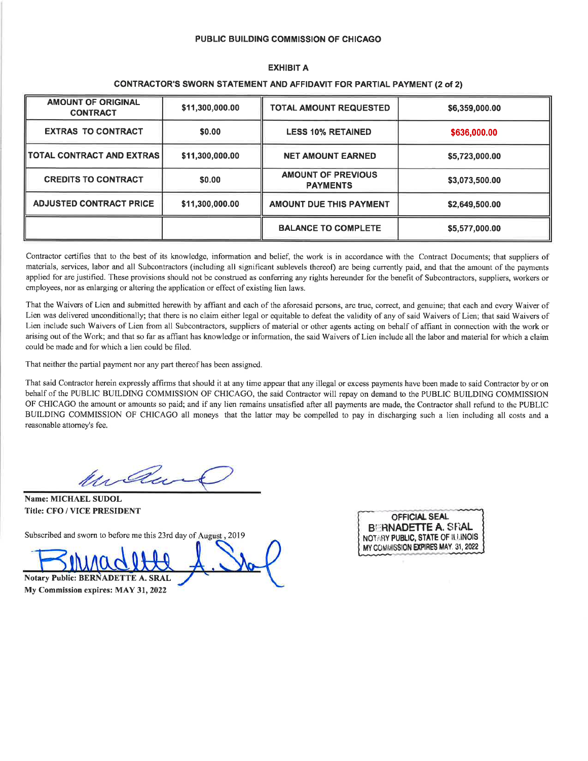**PUBLIC BUILDING COMMISSION OF CHICAGO**

**EXHIBIT A**

**CONTRACTOR'S SWORN STATEMENT AND AFFIDAVIT FOR PARTIAL PAYMENT (2 of 2)**

| | | | |
|---|---|---|---|
| AMOUNT OF ORIGINAL CONTRACT | $11,300,000.00 | TOTAL AMOUNT REQUESTED | $6,359,000.00 |
| EXTRAS TO CONTRACT | $0.00 | LESS 10% RETAINED | $636,000.00 |
| TOTAL CONTRACT AND EXTRAS | $11,300,000.00 | NET AMOUNT EARNED | $5,723,000.00 |
| CREDITS TO CONTRACT | $0.00 | AMOUNT OF PREVIOUS PAYMENTS | $3,073,500.00 |
| ADJUSTED CONTRACT PRICE | $11,300,000.00 | AMOUNT DUE THIS PAYMENT | $2,649,500.00 |
| | | BALANCE TO COMPLETE | $5,577,000.00 |

Contractor certifies that to the best of its knowledge, information and belief, the work is in accordance with the Contract Documents; that suppliers of materials, services, labor and all Subcontractors (including all significant sublevels thereof) are being currently paid, and that the amount of the payments applied for are justified. These provisions should not be construed as conferring any rights hereunder for the benefit of Subcontractors, suppliers, workers or employees, nor as enlarging or altering the application or effect of existing lien laws.

That the Waivers of Lien and submitted herewith by affiant and each of the aforesaid persons, are true, correct, and genuine; that each and every Waiver of Lien was delivered unconditionally; that there is no claim either legal or equitable to defeat the validity of any of said Waivers of Lien; that said Waivers of Lien include such Waivers of Lien from all Subcontractors, suppliers of material or other agents acting on behalf of affiant in connection with the work or arising out of the Work; and that so far as affiant has knowledge or information, the said Waivers of Lien include all the labor and material for which a claim could be made and for which a lien could be filed.

That neither the partial payment nor any part thereof has been assigned.

That said Contractor herein expressly affirms that should it at any time appear that any illegal or excess payments have been made to said Contractor by or on behalf of the PUBLIC BUILDING COMMISSION OF CHICAGO, the said Contractor will repay on demand to the PUBLIC BUILDING COMMISSION OF CHICAGO the amount or amounts so paid; and if any lien remains unsatisfied after all payments are made, the Contractor shall refund to the PUBLIC BUILDING COMMISSION OF CHICAGO all moneys that the latter may be compelled to pay in discharging such a lien including all costs and a reasonable attorney's fee.

**Name: MICHAEL SUDOL**
**Title: CFO / VICE PRESIDENT**

Subscribed and sworn to before me this 23rd day of August , 2019

**Notary Public: BERNADETTE A. SRAL**
**My Commission expires: MAY 31, 2022**

OFFICIAL SEAL
BERNADETTE A. SRAL
NOTARY PUBLIC, STATE OF ILLINOIS
MY COMMISSION EXPIRES MAY 31, 2022